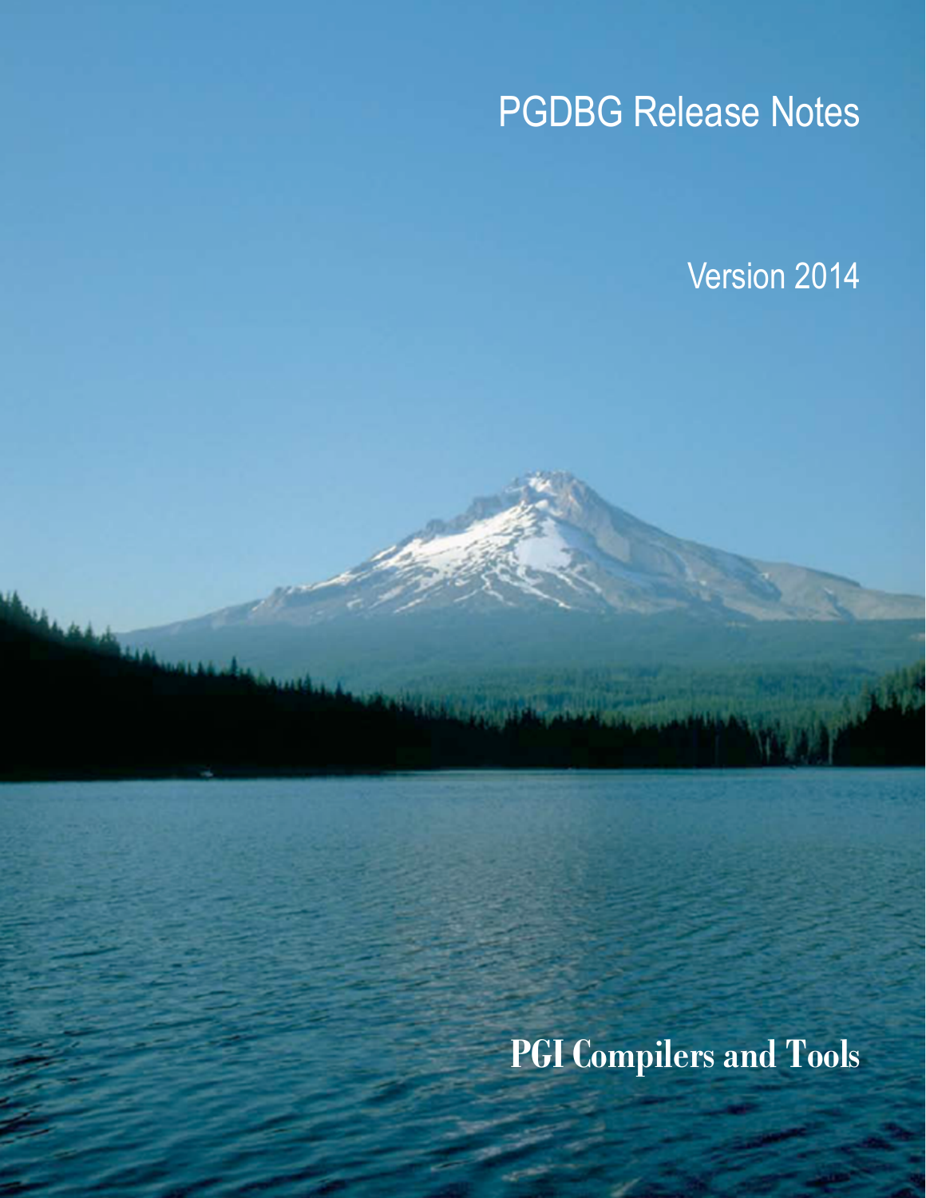# PGDBG Release Notes

Version 2014

**PGI Compilers and Tools**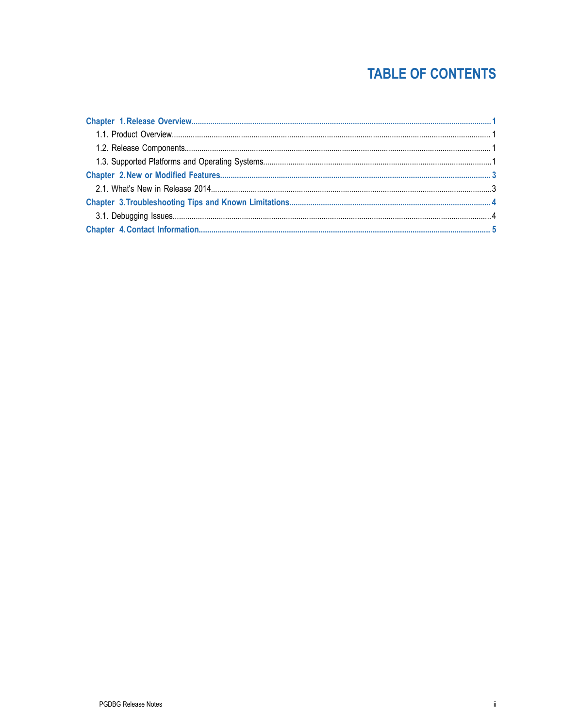# TABLE OF CONTENTS

**Chapter 1. Release Overview** ........ 1

- 1.1. Product Overview ........ 1
- 1.2. Release Components ........ 1
- 1.3. Supported Platforms and Operating Systems ........ 1

**Chapter 2. New or Modified Features** ........ 3

- 2.1. What's New in Release 2014 ........ 3

**Chapter 3. Troubleshooting Tips and Known Limitations** ........ 4

- 3.1. Debugging Issues ........ 4

**Chapter 4. Contact Information** ........ 5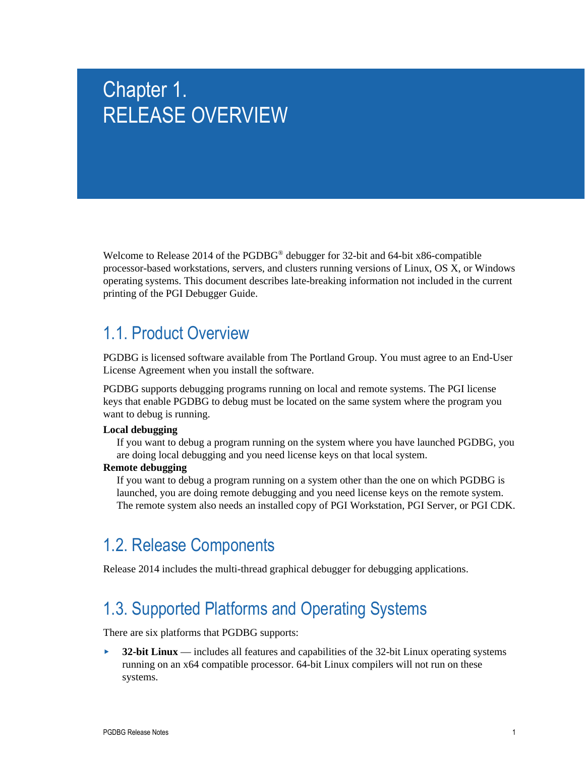# Chapter 1. RELEASE OVERVIEW

Welcome to Release 2014 of the PGDBG® debugger for 32-bit and 64-bit x86-compatible processor-based workstations, servers, and clusters running versions of Linux, OS X, or Windows operating systems. This document describes late-breaking information not included in the current printing of the PGI Debugger Guide.

## 1.1. Product Overview

PGDBG is licensed software available from The Portland Group. You must agree to an End-User License Agreement when you install the software.

PGDBG supports debugging programs running on local and remote systems. The PGI license keys that enable PGDBG to debug must be located on the same system where the program you want to debug is running.

**Local debugging**
: If you want to debug a program running on the system where you have launched PGDBG, you are doing local debugging and you need license keys on that local system.

**Remote debugging**
: If you want to debug a program running on a system other than the one on which PGDBG is launched, you are doing remote debugging and you need license keys on the remote system. The remote system also needs an installed copy of PGI Workstation, PGI Server, or PGI CDK.

## 1.2. Release Components

Release 2014 includes the multi-thread graphical debugger for debugging applications.

## 1.3. Supported Platforms and Operating Systems

There are six platforms that PGDBG supports:

- **32-bit Linux** — includes all features and capabilities of the 32-bit Linux operating systems running on an x64 compatible processor. 64-bit Linux compilers will not run on these systems.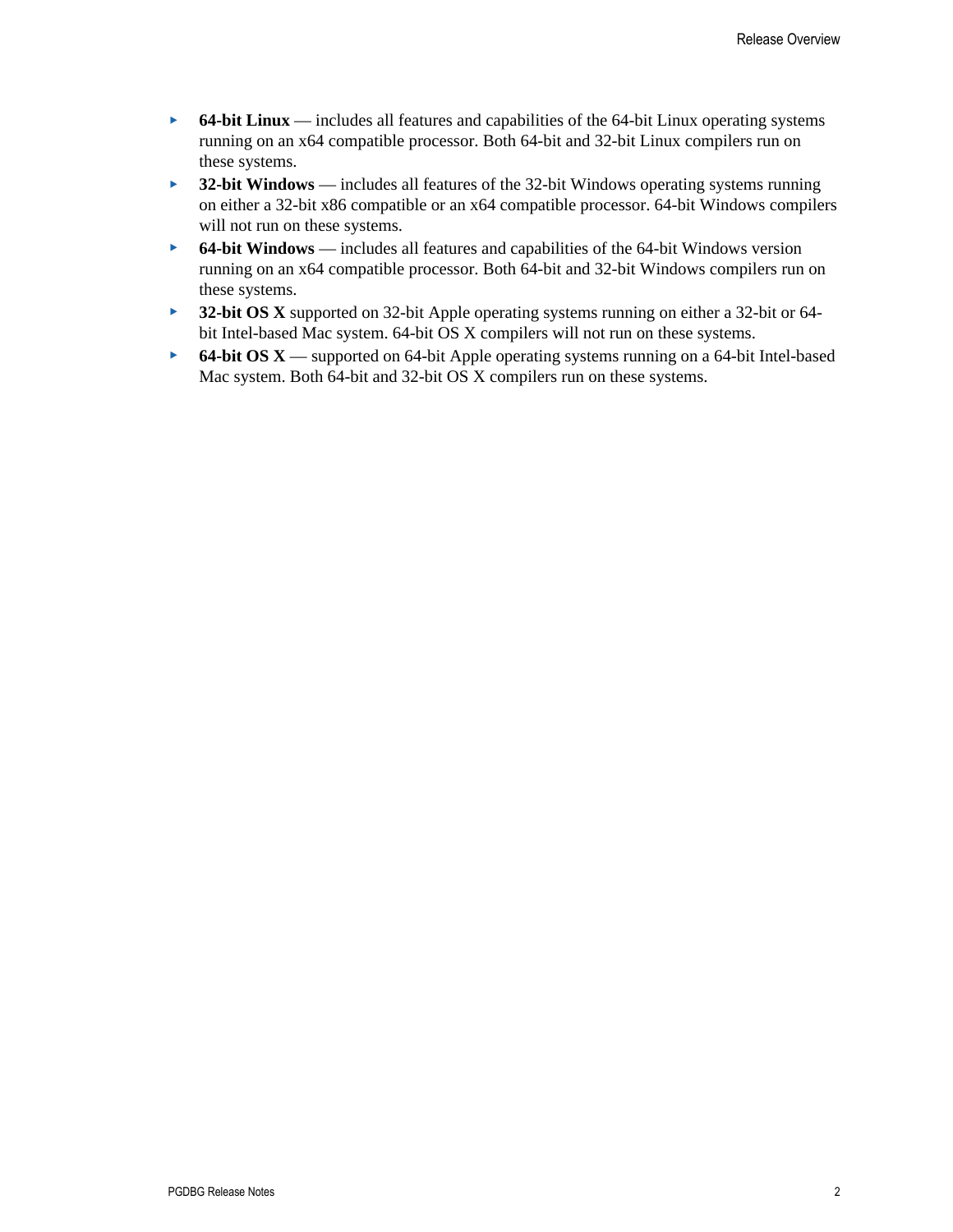- **64-bit Linux** — includes all features and capabilities of the 64-bit Linux operating systems running on an x64 compatible processor. Both 64-bit and 32-bit Linux compilers run on these systems.
- **32-bit Windows** — includes all features of the 32-bit Windows operating systems running on either a 32-bit x86 compatible or an x64 compatible processor. 64-bit Windows compilers will not run on these systems.
- **64-bit Windows** — includes all features and capabilities of the 64-bit Windows version running on an x64 compatible processor. Both 64-bit and 32-bit Windows compilers run on these systems.
- **32-bit OS X** supported on 32-bit Apple operating systems running on either a 32-bit or 64-bit Intel-based Mac system. 64-bit OS X compilers will not run on these systems.
- **64-bit OS X** — supported on 64-bit Apple operating systems running on a 64-bit Intel-based Mac system. Both 64-bit and 32-bit OS X compilers run on these systems.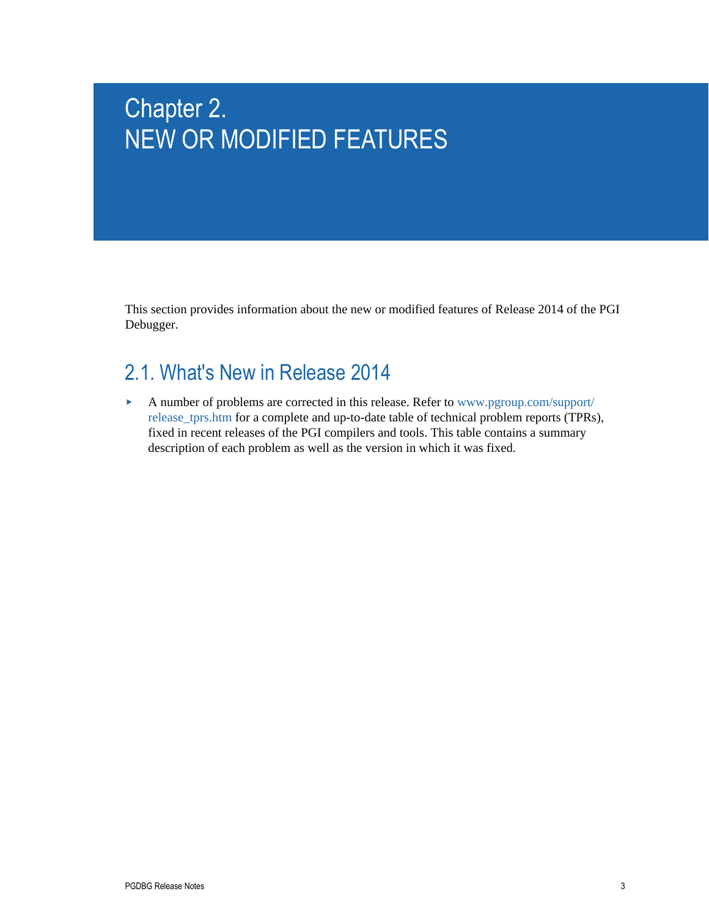# Chapter 2. NEW OR MODIFIED FEATURES

This section provides information about the new or modified features of Release 2014 of the PGI Debugger.

## 2.1. What's New in Release 2014

- A number of problems are corrected in this release. Refer to www.pgroup.com/support/release_tprs.htm for a complete and up-to-date table of technical problem reports (TPRs), fixed in recent releases of the PGI compilers and tools. This table contains a summary description of each problem as well as the version in which it was fixed.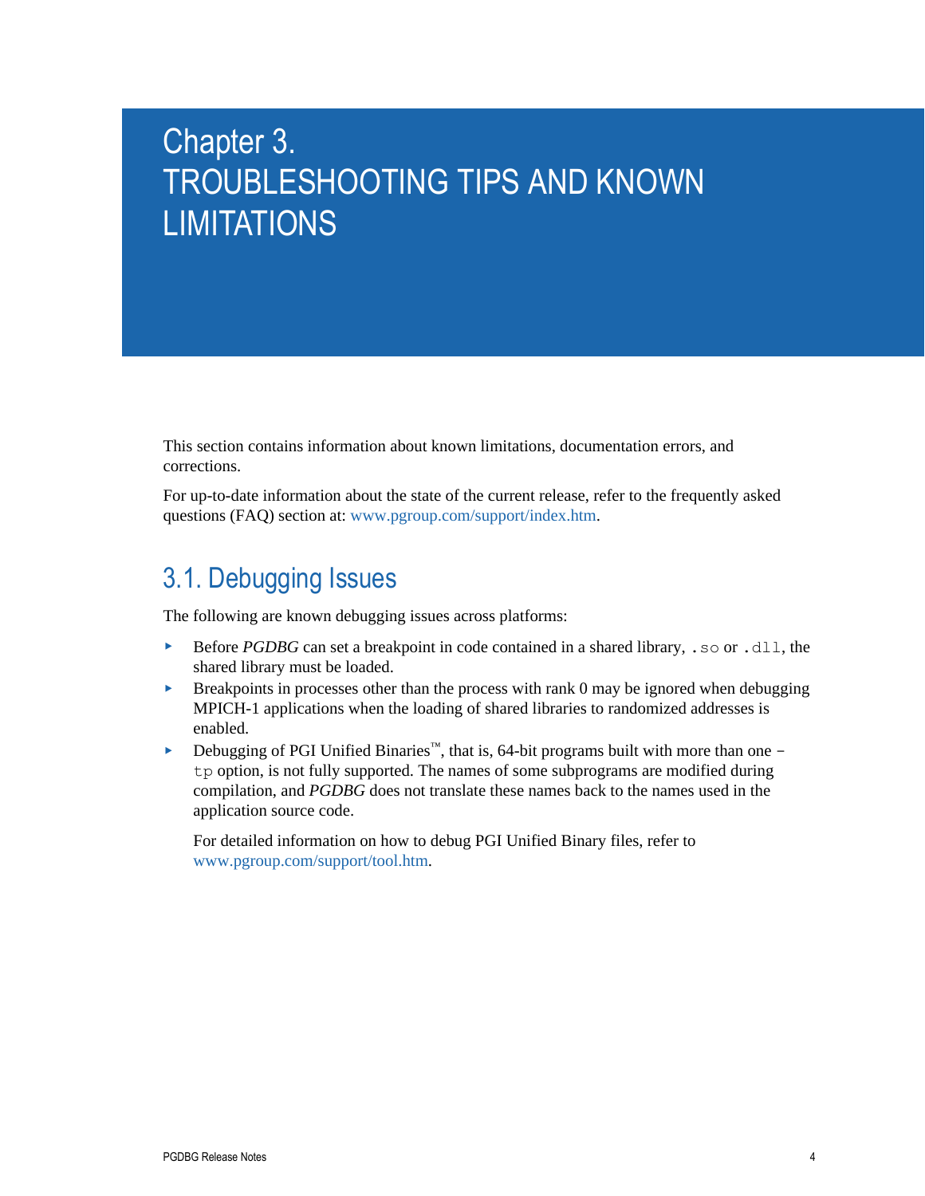# Chapter 3. TROUBLESHOOTING TIPS AND KNOWN LIMITATIONS

This section contains information about known limitations, documentation errors, and corrections.

For up-to-date information about the state of the current release, refer to the frequently asked questions (FAQ) section at: www.pgroup.com/support/index.htm.

## 3.1. Debugging Issues

The following are known debugging issues across platforms:

- Before *PGDBG* can set a breakpoint in code contained in a shared library, `.so` or `.dll`, the shared library must be loaded.
- Breakpoints in processes other than the process with rank 0 may be ignored when debugging MPICH-1 applications when the loading of shared libraries to randomized addresses is enabled.
- Debugging of PGI Unified Binaries™, that is, 64-bit programs built with more than one `–tp` option, is not fully supported. The names of some subprograms are modified during compilation, and *PGDBG* does not translate these names back to the names used in the application source code.

  For detailed information on how to debug PGI Unified Binary files, refer to www.pgroup.com/support/tool.htm.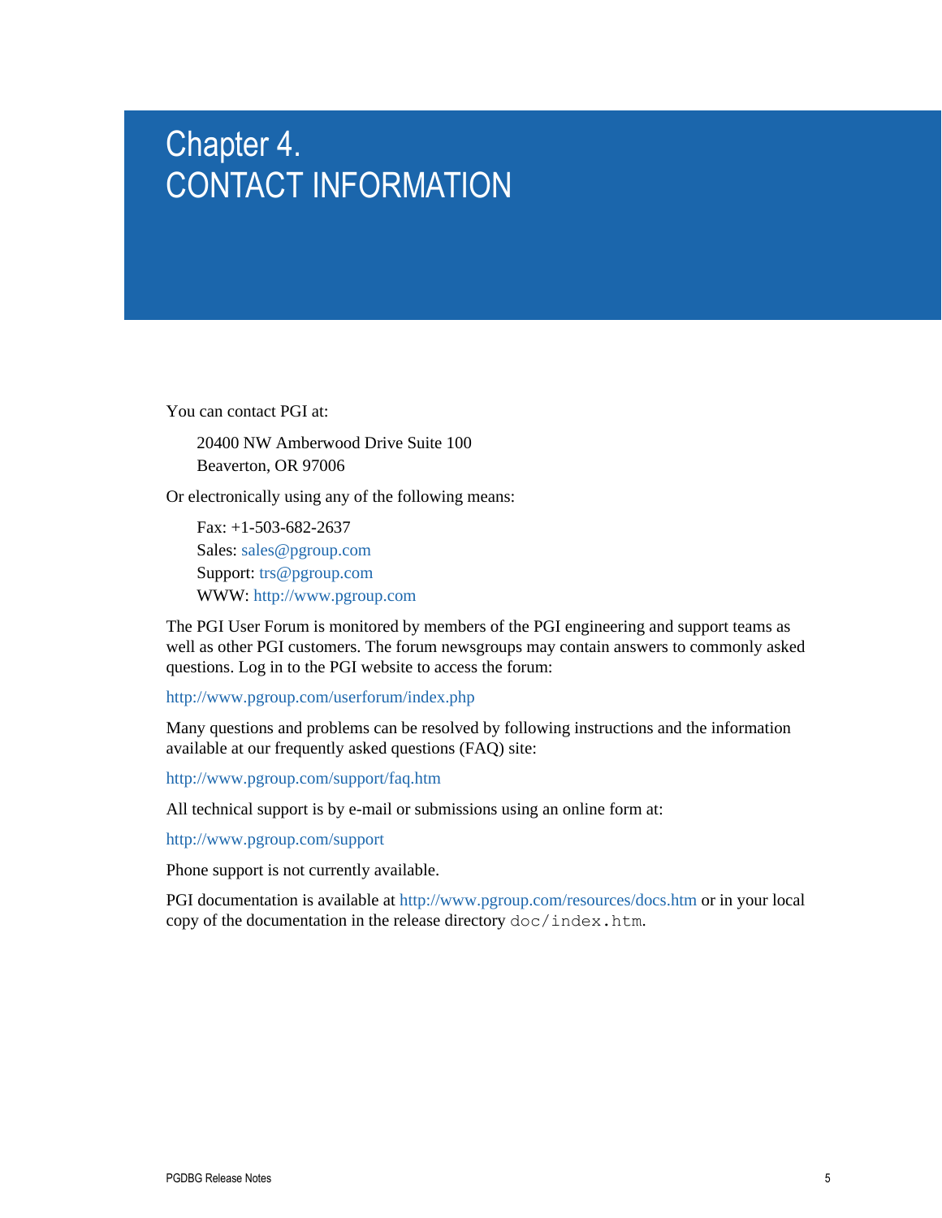# Chapter 4. CONTACT INFORMATION

You can contact PGI at:

20400 NW Amberwood Drive Suite 100  
Beaverton, OR 97006

Or electronically using any of the following means:

Fax: +1-503-682-2637  
Sales: sales@pgroup.com  
Support: trs@pgroup.com  
WWW: http://www.pgroup.com

The PGI User Forum is monitored by members of the PGI engineering and support teams as well as other PGI customers. The forum newsgroups may contain answers to commonly asked questions. Log in to the PGI website to access the forum:

http://www.pgroup.com/userforum/index.php

Many questions and problems can be resolved by following instructions and the information available at our frequently asked questions (FAQ) site:

http://www.pgroup.com/support/faq.htm

All technical support is by e-mail or submissions using an online form at:

http://www.pgroup.com/support

Phone support is not currently available.

PGI documentation is available at http://www.pgroup.com/resources/docs.htm or in your local copy of the documentation in the release directory `doc/index.htm`.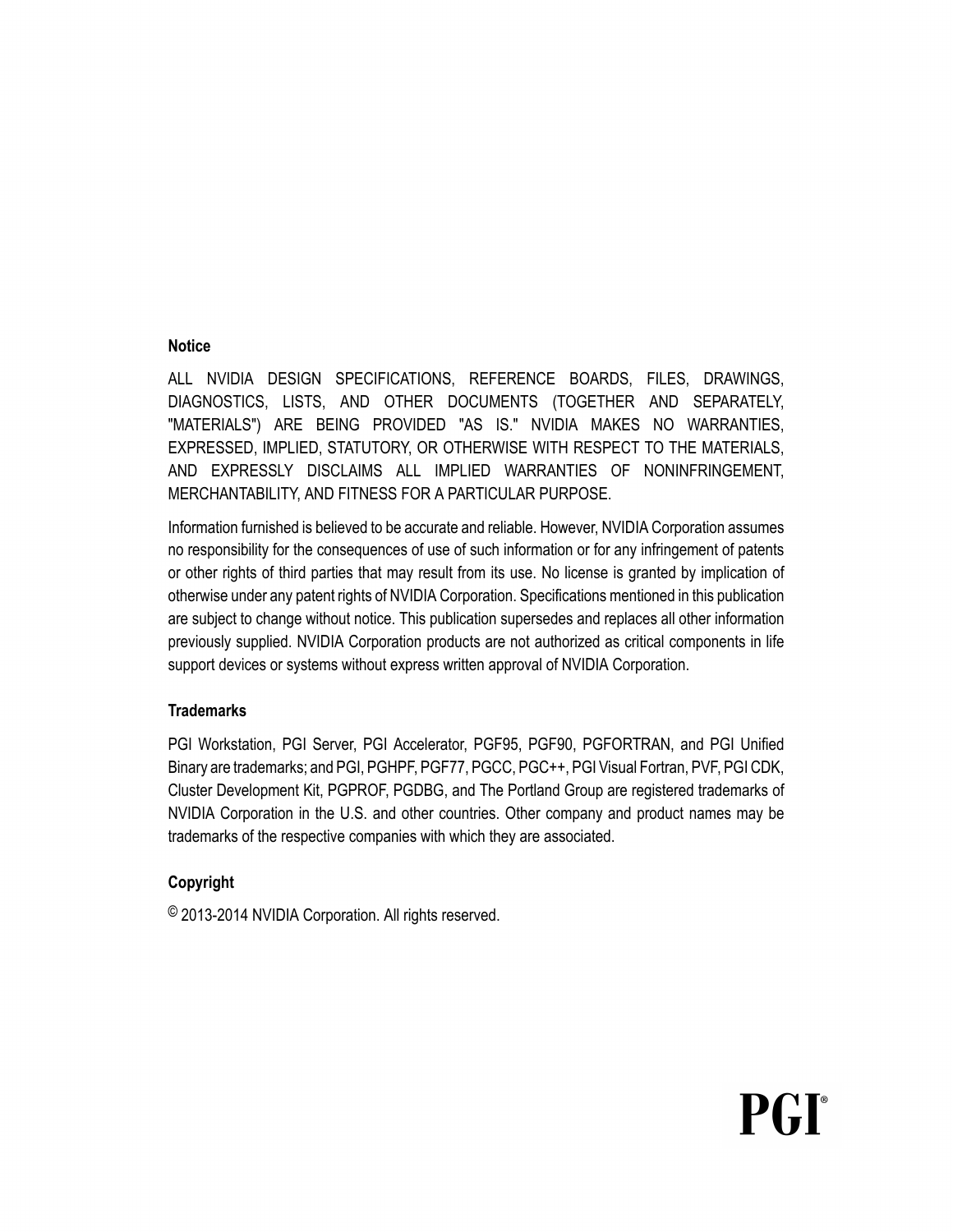## Notice

ALL NVIDIA DESIGN SPECIFICATIONS, REFERENCE BOARDS, FILES, DRAWINGS, DIAGNOSTICS, LISTS, AND OTHER DOCUMENTS (TOGETHER AND SEPARATELY, "MATERIALS") ARE BEING PROVIDED "AS IS." NVIDIA MAKES NO WARRANTIES, EXPRESSED, IMPLIED, STATUTORY, OR OTHERWISE WITH RESPECT TO THE MATERIALS, AND EXPRESSLY DISCLAIMS ALL IMPLIED WARRANTIES OF NONINFRINGEMENT, MERCHANTABILITY, AND FITNESS FOR A PARTICULAR PURPOSE.

Information furnished is believed to be accurate and reliable. However, NVIDIA Corporation assumes no responsibility for the consequences of use of such information or for any infringement of patents or other rights of third parties that may result from its use. No license is granted by implication of otherwise under any patent rights of NVIDIA Corporation. Specifications mentioned in this publication are subject to change without notice. This publication supersedes and replaces all other information previously supplied. NVIDIA Corporation products are not authorized as critical components in life support devices or systems without express written approval of NVIDIA Corporation.

## Trademarks

PGI Workstation, PGI Server, PGI Accelerator, PGF95, PGF90, PGFORTRAN, and PGI Unified Binary are trademarks; and PGI, PGHPF, PGF77, PGCC, PGC++, PGI Visual Fortran, PVF, PGI CDK, Cluster Development Kit, PGPROF, PGDBG, and The Portland Group are registered trademarks of NVIDIA Corporation in the U.S. and other countries. Other company and product names may be trademarks of the respective companies with which they are associated.

## Copyright

© 2013-2014 NVIDIA Corporation. All rights reserved.

PGI®